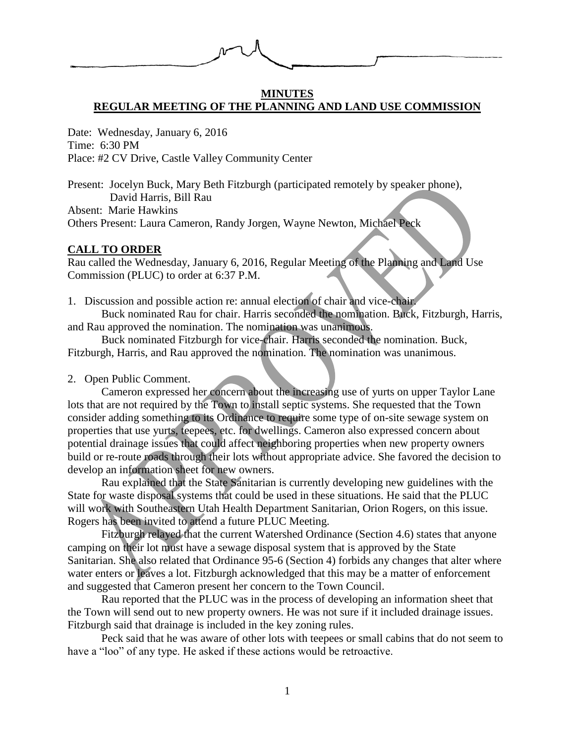# MINUTES
## REGULAR MEETING OF THE PLANNING AND LAND USE COMMISSION

Date: Wednesday, January 6, 2016
Time: 6:30 PM
Place: #2 CV Drive, Castle Valley Community Center

Present: Jocelyn Buck, Mary Beth Fitzburgh (participated remotely by speaker phone), David Harris, Bill Rau
Absent: Marie Hawkins
Others Present: Laura Cameron, Randy Jorgen, Wayne Newton, Michael Peck

### CALL TO ORDER

Rau called the Wednesday, January 6, 2016, Regular Meeting of the Planning and Land Use Commission (PLUC) to order at 6:37 P.M.

1. Discussion and possible action re: annual election of chair and vice-chair.

Buck nominated Rau for chair. Harris seconded the nomination. Buck, Fitzburgh, Harris, and Rau approved the nomination. The nomination was unanimous.

Buck nominated Fitzburgh for vice-chair. Harris seconded the nomination. Buck, Fitzburgh, Harris, and Rau approved the nomination. The nomination was unanimous.

2. Open Public Comment.

Cameron expressed her concern about the increasing use of yurts on upper Taylor Lane lots that are not required by the Town to install septic systems. She requested that the Town consider adding something to its Ordinance to require some type of on-site sewage system on properties that use yurts, teepees, etc. for dwellings. Cameron also expressed concern about potential drainage issues that could affect neighboring properties when new property owners build or re-route roads through their lots without appropriate advice. She favored the decision to develop an information sheet for new owners.

Rau explained that the State Sanitarian is currently developing new guidelines with the State for waste disposal systems that could be used in these situations. He said that the PLUC will work with Southeastern Utah Health Department Sanitarian, Orion Rogers, on this issue. Rogers has been invited to attend a future PLUC Meeting.

Fitzburgh relayed that the current Watershed Ordinance (Section 4.6) states that anyone camping on their lot must have a sewage disposal system that is approved by the State Sanitarian. She also related that Ordinance 95-6 (Section 4) forbids any changes that alter where water enters or leaves a lot. Fitzburgh acknowledged that this may be a matter of enforcement and suggested that Cameron present her concern to the Town Council.

Rau reported that the PLUC was in the process of developing an information sheet that the Town will send out to new property owners. He was not sure if it included drainage issues. Fitzburgh said that drainage is included in the key zoning rules.

Peck said that he was aware of other lots with teepees or small cabins that do not seem to have a "loo" of any type. He asked if these actions would be retroactive.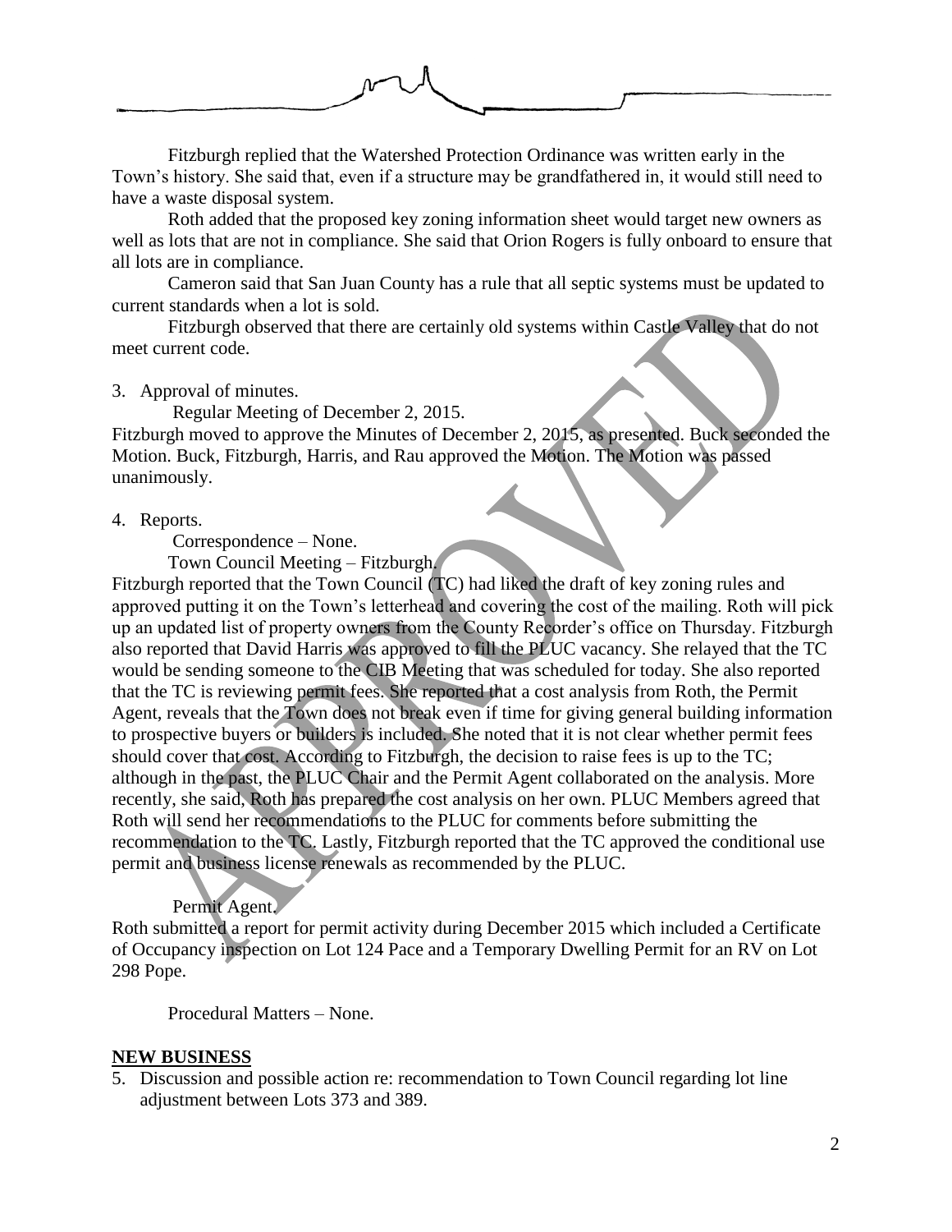Fitzburgh replied that the Watershed Protection Ordinance was written early in the Town's history. She said that, even if a structure may be grandfathered in, it would still need to have a waste disposal system.

Roth added that the proposed key zoning information sheet would target new owners as well as lots that are not in compliance. She said that Orion Rogers is fully onboard to ensure that all lots are in compliance.

Cameron said that San Juan County has a rule that all septic systems must be updated to current standards when a lot is sold.

Fitzburgh observed that there are certainly old systems within Castle Valley that do not meet current code.

3. Approval of minutes.

Regular Meeting of December 2, 2015.

Fitzburgh moved to approve the Minutes of December 2, 2015, as presented. Buck seconded the Motion. Buck, Fitzburgh, Harris, and Rau approved the Motion. The Motion was passed unanimously.

4. Reports.

Correspondence – None.

Town Council Meeting – Fitzburgh.

Fitzburgh reported that the Town Council (TC) had liked the draft of key zoning rules and approved putting it on the Town's letterhead and covering the cost of the mailing. Roth will pick up an updated list of property owners from the County Recorder's office on Thursday. Fitzburgh also reported that David Harris was approved to fill the PLUC vacancy. She relayed that the TC would be sending someone to the CIB Meeting that was scheduled for today. She also reported that the TC is reviewing permit fees. She reported that a cost analysis from Roth, the Permit Agent, reveals that the Town does not break even if time for giving general building information to prospective buyers or builders is included. She noted that it is not clear whether permit fees should cover that cost. According to Fitzburgh, the decision to raise fees is up to the TC; although in the past, the PLUC Chair and the Permit Agent collaborated on the analysis. More recently, she said, Roth has prepared the cost analysis on her own. PLUC Members agreed that Roth will send her recommendations to the PLUC for comments before submitting the recommendation to the TC. Lastly, Fitzburgh reported that the TC approved the conditional use permit and business license renewals as recommended by the PLUC.

Permit Agent.

Roth submitted a report for permit activity during December 2015 which included a Certificate of Occupancy inspection on Lot 124 Pace and a Temporary Dwelling Permit for an RV on Lot 298 Pope.

Procedural Matters – None.

**NEW BUSINESS**

5. Discussion and possible action re: recommendation to Town Council regarding lot line adjustment between Lots 373 and 389.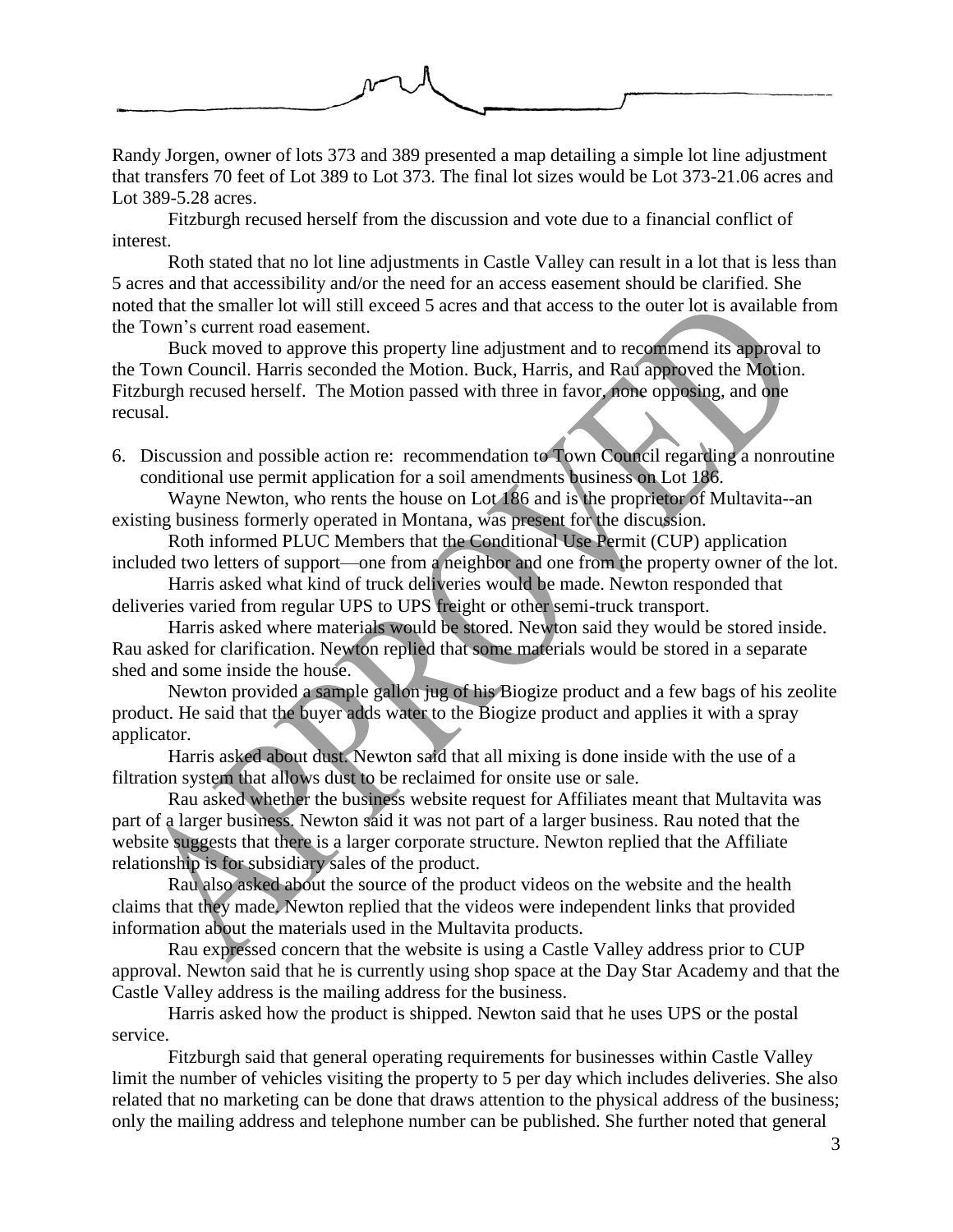Randy Jorgen, owner of lots 373 and 389 presented a map detailing a simple lot line adjustment that transfers 70 feet of Lot 389 to Lot 373. The final lot sizes would be Lot 373-21.06 acres and Lot 389-5.28 acres.

Fitzburgh recused herself from the discussion and vote due to a financial conflict of interest.

Roth stated that no lot line adjustments in Castle Valley can result in a lot that is less than 5 acres and that accessibility and/or the need for an access easement should be clarified. She noted that the smaller lot will still exceed 5 acres and that access to the outer lot is available from the Town's current road easement.

Buck moved to approve this property line adjustment and to recommend its approval to the Town Council. Harris seconded the Motion. Buck, Harris, and Rau approved the Motion. Fitzburgh recused herself. The Motion passed with three in favor, none opposing, and one recusal.

6. Discussion and possible action re: recommendation to Town Council regarding a nonroutine conditional use permit application for a soil amendments business on Lot 186.

Wayne Newton, who rents the house on Lot 186 and is the proprietor of Multavita--an existing business formerly operated in Montana, was present for the discussion.

Roth informed PLUC Members that the Conditional Use Permit (CUP) application included two letters of support—one from a neighbor and one from the property owner of the lot.

Harris asked what kind of truck deliveries would be made. Newton responded that deliveries varied from regular UPS to UPS freight or other semi-truck transport.

Harris asked where materials would be stored. Newton said they would be stored inside. Rau asked for clarification. Newton replied that some materials would be stored in a separate shed and some inside the house.

Newton provided a sample gallon jug of his Biogize product and a few bags of his zeolite product. He said that the buyer adds water to the Biogize product and applies it with a spray applicator.

Harris asked about dust. Newton said that all mixing is done inside with the use of a filtration system that allows dust to be reclaimed for onsite use or sale.

Rau asked whether the business website request for Affiliates meant that Multavita was part of a larger business. Newton said it was not part of a larger business. Rau noted that the website suggests that there is a larger corporate structure. Newton replied that the Affiliate relationship is for subsidiary sales of the product.

Rau also asked about the source of the product videos on the website and the health claims that they made. Newton replied that the videos were independent links that provided information about the materials used in the Multavita products.

Rau expressed concern that the website is using a Castle Valley address prior to CUP approval. Newton said that he is currently using shop space at the Day Star Academy and that the Castle Valley address is the mailing address for the business.

Harris asked how the product is shipped. Newton said that he uses UPS or the postal service.

Fitzburgh said that general operating requirements for businesses within Castle Valley limit the number of vehicles visiting the property to 5 per day which includes deliveries. She also related that no marketing can be done that draws attention to the physical address of the business; only the mailing address and telephone number can be published. She further noted that general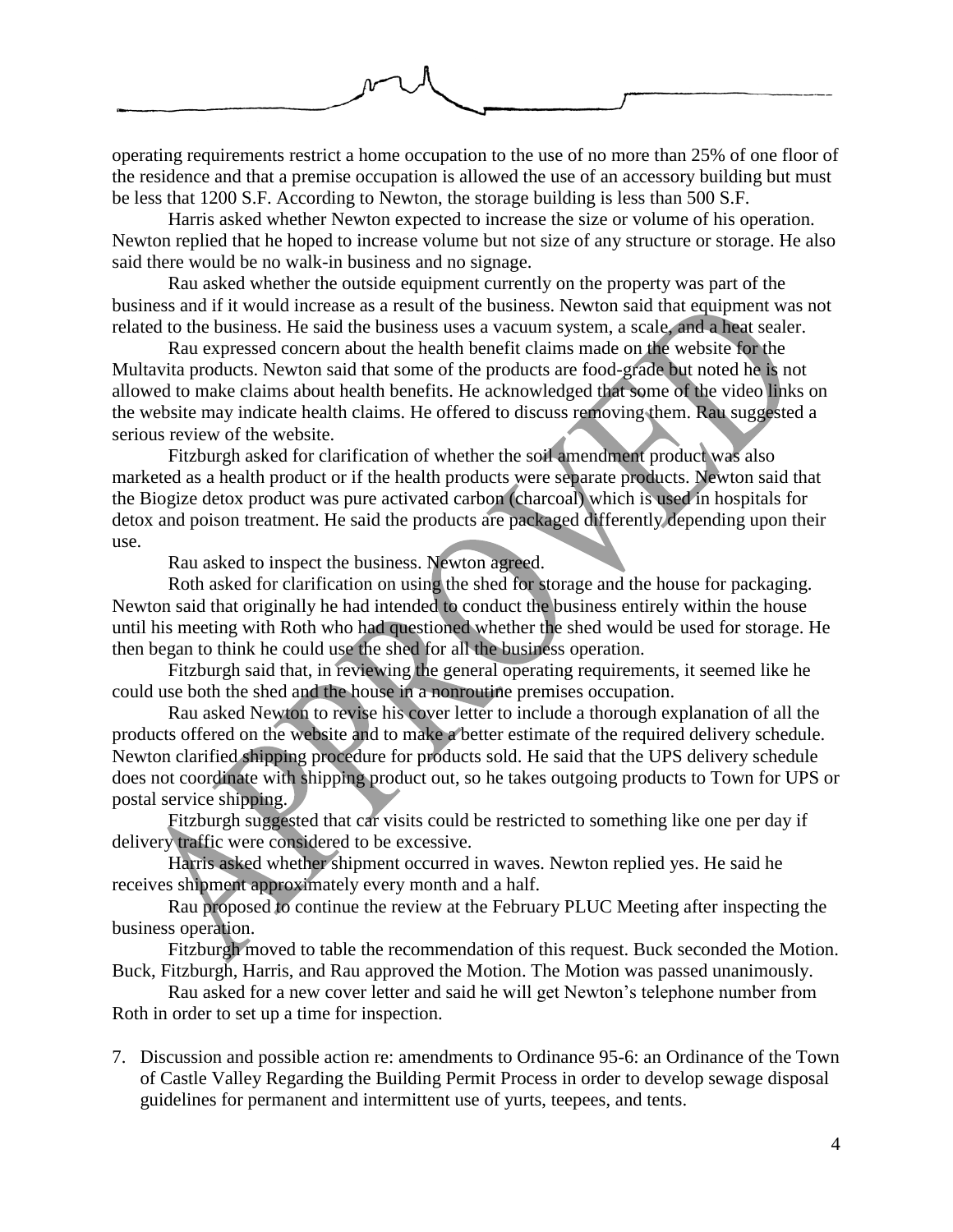operating requirements restrict a home occupation to the use of no more than 25% of one floor of the residence and that a premise occupation is allowed the use of an accessory building but must be less that 1200 S.F. According to Newton, the storage building is less than 500 S.F.

Harris asked whether Newton expected to increase the size or volume of his operation. Newton replied that he hoped to increase volume but not size of any structure or storage. He also said there would be no walk-in business and no signage.

Rau asked whether the outside equipment currently on the property was part of the business and if it would increase as a result of the business. Newton said that equipment was not related to the business. He said the business uses a vacuum system, a scale, and a heat sealer.

Rau expressed concern about the health benefit claims made on the website for the Multavita products. Newton said that some of the products are food-grade but noted he is not allowed to make claims about health benefits. He acknowledged that some of the video links on the website may indicate health claims. He offered to discuss removing them. Rau suggested a serious review of the website.

Fitzburgh asked for clarification of whether the soil amendment product was also marketed as a health product or if the health products were separate products. Newton said that the Biogize detox product was pure activated carbon (charcoal) which is used in hospitals for detox and poison treatment. He said the products are packaged differently depending upon their use.

Rau asked to inspect the business. Newton agreed.

Roth asked for clarification on using the shed for storage and the house for packaging. Newton said that originally he had intended to conduct the business entirely within the house until his meeting with Roth who had questioned whether the shed would be used for storage. He then began to think he could use the shed for all the business operation.

Fitzburgh said that, in reviewing the general operating requirements, it seemed like he could use both the shed and the house in a nonroutine premises occupation.

Rau asked Newton to revise his cover letter to include a thorough explanation of all the products offered on the website and to make a better estimate of the required delivery schedule. Newton clarified shipping procedure for products sold. He said that the UPS delivery schedule does not coordinate with shipping product out, so he takes outgoing products to Town for UPS or postal service shipping.

Fitzburgh suggested that car visits could be restricted to something like one per day if delivery traffic were considered to be excessive.

Harris asked whether shipment occurred in waves. Newton replied yes. He said he receives shipment approximately every month and a half.

Rau proposed to continue the review at the February PLUC Meeting after inspecting the business operation.

Fitzburgh moved to table the recommendation of this request. Buck seconded the Motion. Buck, Fitzburgh, Harris, and Rau approved the Motion. The Motion was passed unanimously.

Rau asked for a new cover letter and said he will get Newton's telephone number from Roth in order to set up a time for inspection.

7. Discussion and possible action re: amendments to Ordinance 95-6: an Ordinance of the Town of Castle Valley Regarding the Building Permit Process in order to develop sewage disposal guidelines for permanent and intermittent use of yurts, teepees, and tents.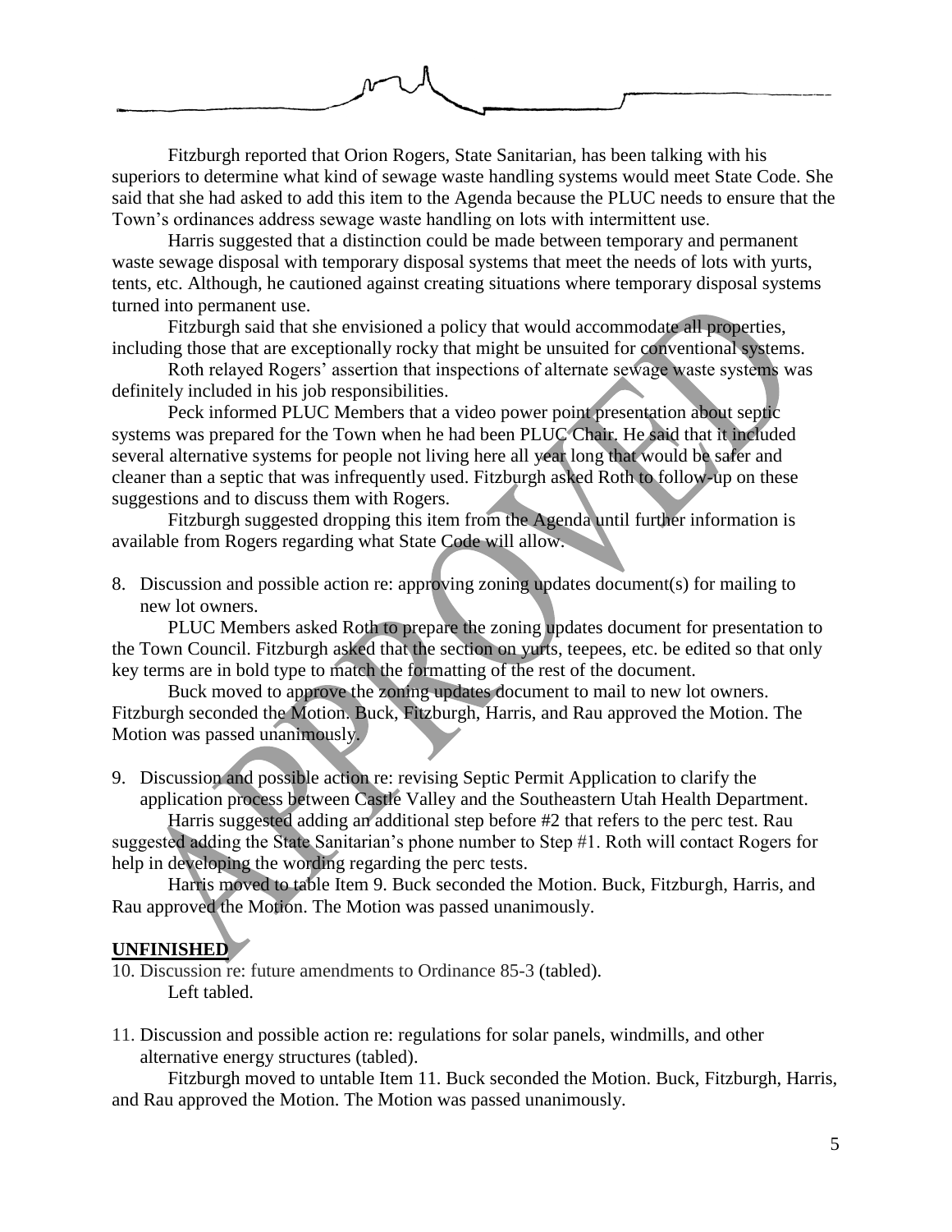Fitzburgh reported that Orion Rogers, State Sanitarian, has been talking with his superiors to determine what kind of sewage waste handling systems would meet State Code. She said that she had asked to add this item to the Agenda because the PLUC needs to ensure that the Town's ordinances address sewage waste handling on lots with intermittent use.

Harris suggested that a distinction could be made between temporary and permanent waste sewage disposal with temporary disposal systems that meet the needs of lots with yurts, tents, etc. Although, he cautioned against creating situations where temporary disposal systems turned into permanent use.

Fitzburgh said that she envisioned a policy that would accommodate all properties, including those that are exceptionally rocky that might be unsuited for conventional systems.

Roth relayed Rogers' assertion that inspections of alternate sewage waste systems was definitely included in his job responsibilities.

Peck informed PLUC Members that a video power point presentation about septic systems was prepared for the Town when he had been PLUC Chair. He said that it included several alternative systems for people not living here all year long that would be safer and cleaner than a septic that was infrequently used. Fitzburgh asked Roth to follow-up on these suggestions and to discuss them with Rogers.

Fitzburgh suggested dropping this item from the Agenda until further information is available from Rogers regarding what State Code will allow.

8. Discussion and possible action re: approving zoning updates document(s) for mailing to new lot owners.

   PLUC Members asked Roth to prepare the zoning updates document for presentation to the Town Council. Fitzburgh asked that the section on yurts, teepees, etc. be edited so that only key terms are in bold type to match the formatting of the rest of the document.

   Buck moved to approve the zoning updates document to mail to new lot owners. Fitzburgh seconded the Motion. Buck, Fitzburgh, Harris, and Rau approved the Motion. The Motion was passed unanimously.

9. Discussion and possible action re: revising Septic Permit Application to clarify the application process between Castle Valley and the Southeastern Utah Health Department.

   Harris suggested adding an additional step before #2 that refers to the perc test. Rau suggested adding the State Sanitarian's phone number to Step #1. Roth will contact Rogers for help in developing the wording regarding the perc tests.

   Harris moved to table Item 9. Buck seconded the Motion. Buck, Fitzburgh, Harris, and Rau approved the Motion. The Motion was passed unanimously.

**UNFINISHED**

10. Discussion re: future amendments to Ordinance 85-3 (tabled).

    Left tabled.

11. Discussion and possible action re: regulations for solar panels, windmills, and other alternative energy structures (tabled).

    Fitzburgh moved to untable Item 11. Buck seconded the Motion. Buck, Fitzburgh, Harris, and Rau approved the Motion. The Motion was passed unanimously.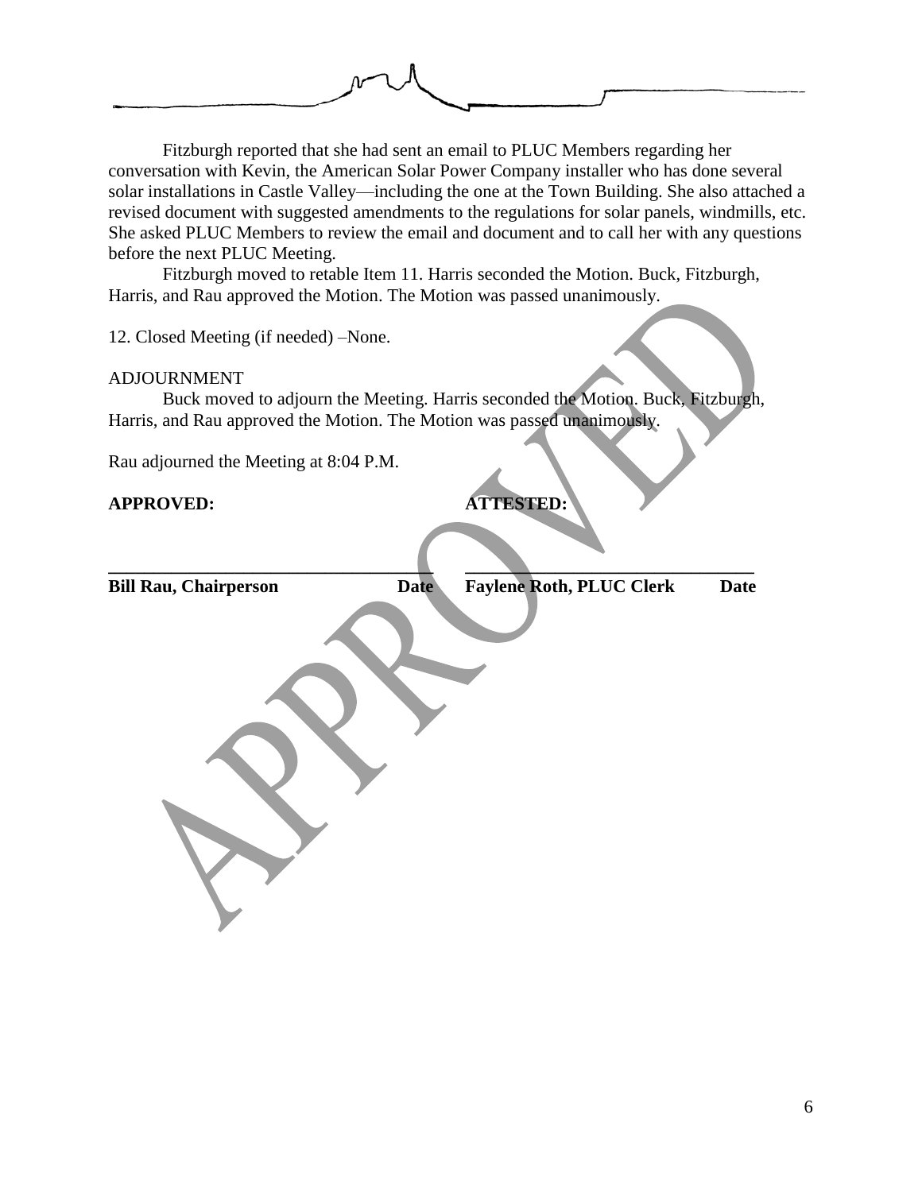Fitzburgh reported that she had sent an email to PLUC Members regarding her conversation with Kevin, the American Solar Power Company installer who has done several solar installations in Castle Valley—including the one at the Town Building. She also attached a revised document with suggested amendments to the regulations for solar panels, windmills, etc. She asked PLUC Members to review the email and document and to call her with any questions before the next PLUC Meeting.

Fitzburgh moved to retable Item 11. Harris seconded the Motion. Buck, Fitzburgh, Harris, and Rau approved the Motion. The Motion was passed unanimously.

12. Closed Meeting (if needed) –None.

ADJOURNMENT

Buck moved to adjourn the Meeting. Harris seconded the Motion. Buck, Fitzburgh, Harris, and Rau approved the Motion. The Motion was passed unanimously.

Rau adjourned the Meeting at 8:04 P.M.

**APPROVED:** **ATTESTED:**

______________________________________ ______________________________________

**Bill Rau, Chairperson Date** **Faylene Roth, PLUC Clerk Date**

APPROVED